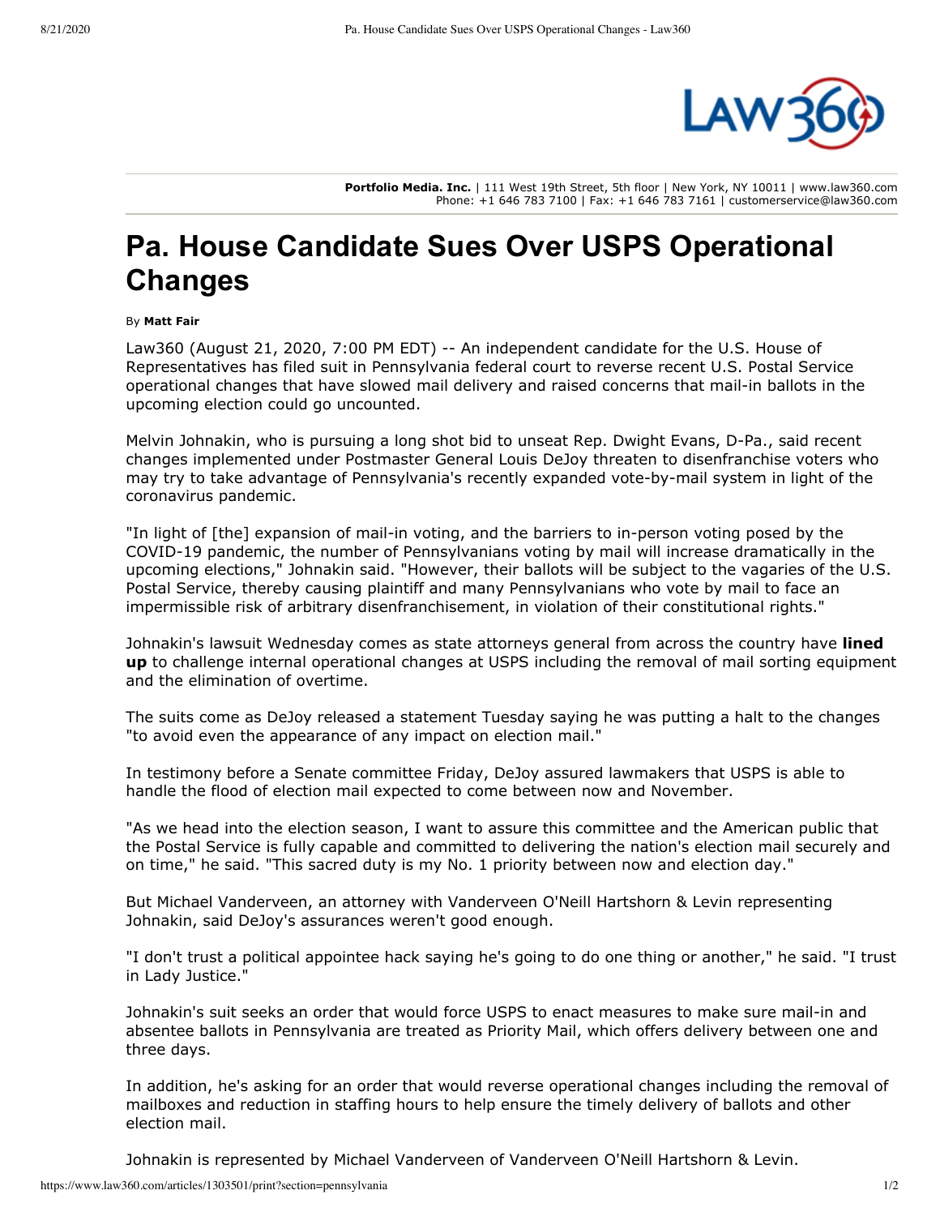**Portfolio Media. Inc.** | 111 West 19th Street, 5th floor | New York, NY 10011 | www.law360.com
Phone: +1 646 783 7100 | Fax: +1 646 783 7161 | customerservice@law360.com

# Pa. House Candidate Sues Over USPS Operational Changes

By **Matt Fair**

Law360 (August 21, 2020, 7:00 PM EDT) -- An independent candidate for the U.S. House of Representatives has filed suit in Pennsylvania federal court to reverse recent U.S. Postal Service operational changes that have slowed mail delivery and raised concerns that mail-in ballots in the upcoming election could go uncounted.

Melvin Johnakin, who is pursuing a long shot bid to unseat Rep. Dwight Evans, D-Pa., said recent changes implemented under Postmaster General Louis DeJoy threaten to disenfranchise voters who may try to take advantage of Pennsylvania's recently expanded vote-by-mail system in light of the coronavirus pandemic.

"In light of [the] expansion of mail-in voting, and the barriers to in-person voting posed by the COVID-19 pandemic, the number of Pennsylvanians voting by mail will increase dramatically in the upcoming elections," Johnakin said. "However, their ballots will be subject to the vagaries of the U.S. Postal Service, thereby causing plaintiff and many Pennsylvanians who vote by mail to face an impermissible risk of arbitrary disenfranchisement, in violation of their constitutional rights."

Johnakin's lawsuit Wednesday comes as state attorneys general from across the country have **lined up** to challenge internal operational changes at USPS including the removal of mail sorting equipment and the elimination of overtime.

The suits come as DeJoy released a statement Tuesday saying he was putting a halt to the changes "to avoid even the appearance of any impact on election mail."

In testimony before a Senate committee Friday, DeJoy assured lawmakers that USPS is able to handle the flood of election mail expected to come between now and November.

"As we head into the election season, I want to assure this committee and the American public that the Postal Service is fully capable and committed to delivering the nation's election mail securely and on time," he said. "This sacred duty is my No. 1 priority between now and election day."

But Michael Vanderveen, an attorney with Vanderveen O'Neill Hartshorn & Levin representing Johnakin, said DeJoy's assurances weren't good enough.

"I don't trust a political appointee hack saying he's going to do one thing or another," he said. "I trust in Lady Justice."

Johnakin's suit seeks an order that would force USPS to enact measures to make sure mail-in and absentee ballots in Pennsylvania are treated as Priority Mail, which offers delivery between one and three days.

In addition, he's asking for an order that would reverse operational changes including the removal of mailboxes and reduction in staffing hours to help ensure the timely delivery of ballots and other election mail.

Johnakin is represented by Michael Vanderveen of Vanderveen O'Neill Hartshorn & Levin.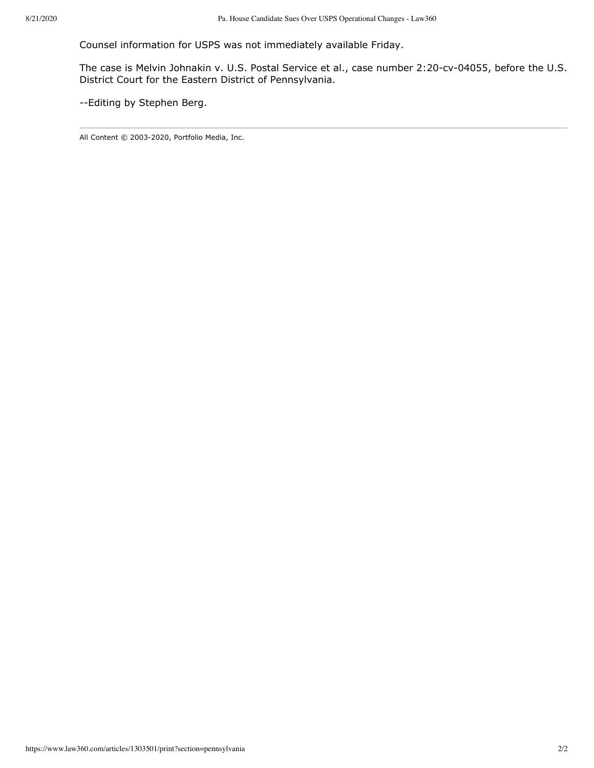Counsel information for USPS was not immediately available Friday.

The case is Melvin Johnakin v. U.S. Postal Service et al., case number 2:20-cv-04055, before the U.S. District Court for the Eastern District of Pennsylvania.

--Editing by Stephen Berg.

---

All Content © 2003-2020, Portfolio Media, Inc.